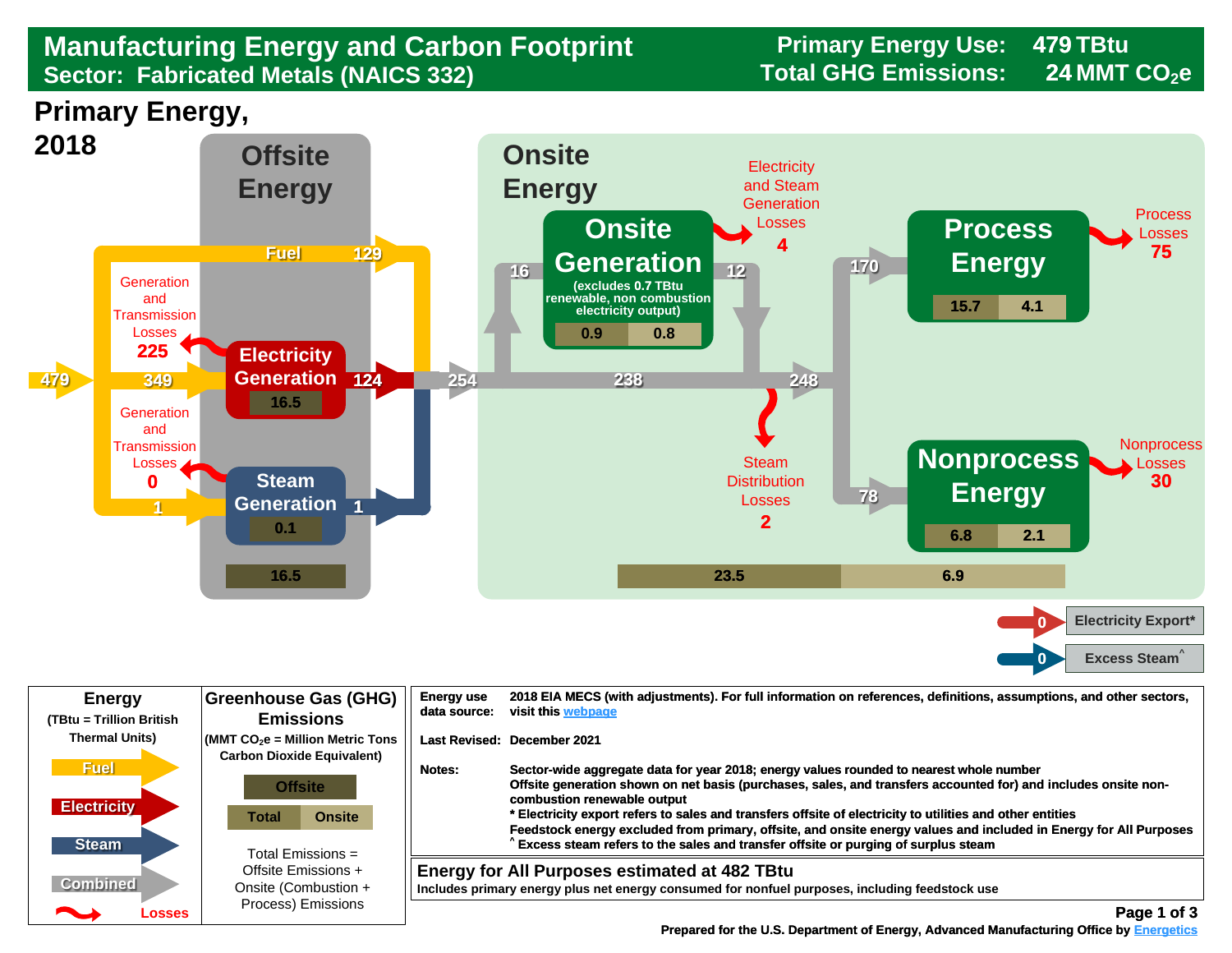# Manufacturing Energy and Carbon Footprint

## Sector: Fabricated Metals (NAICS 332)

**Primary Energy Use:** 479 TBtu
**Total GHG Emissions:** 24 MMT $CO_2e$

## Primary Energy, 2018

### Offsite Energy

- Fuel: 479
- Fuel to onsite: 129
- Fuel to Electricity Generation: 349
- Fuel to Steam Generation: 1
- Generation and Transmission Losses (Electricity): 225
- Generation and Transmission Losses (Steam): 0
- Electricity Generation: 124 (GHG: 16.5)
- Steam Generation: 1 (GHG: 0.1)
- Offsite emissions: 16.5

### Onsite Energy

- Total energy entering onsite: 254
- To Onsite Generation: 16
- Onsite Generation (excludes 0.7 TBtu renewable, non combustion electricity output): output 12; GHG Total 0.9, Onsite 0.8
- Electricity and Steam Generation Losses: 4
- 238
- 248
- Steam Distribution Losses: 2
- Process Energy: 170; GHG Total 15.7, Onsite 4.1
- Process Losses: 75
- Nonprocess Energy: 78; GHG Total 6.8, Onsite 2.1
- Nonprocess Losses: 30
- Total emissions: 23.5; Onsite emissions: 6.9

- Electricity Export*: 0
- Excess Steam^: 0

| Energy (TBtu = Trillion British Thermal Units) | Greenhouse Gas (GHG) Emissions ($MMT\ CO_2e$ = Million Metric Tons Carbon Dioxide Equivalent) |
|---|---|
| Fuel | Offsite |
| Electricity | Total / Onsite |
| Steam | Total Emissions = Offsite Emissions + Onsite (Combustion + Process) Emissions |
| Combined | |
| Losses | |

**Energy use data source:** 2018 EIA MECS (with adjustments). For full information on references, definitions, assumptions, and other sectors, visit this webpage

**Last Revised:** December 2021

**Notes:** Sector-wide aggregate data for year 2018; energy values rounded to nearest whole number
Offsite generation shown on net basis (purchases, sales, and transfers accounted for) and includes onsite non-combustion renewable output
* Electricity export refers to sales and transfers offsite of electricity to utilities and other entities
Feedstock energy excluded from primary, offsite, and onsite energy values and included in Energy for All Purposes
^ Excess steam refers to the sales and transfer offsite or purging of surplus steam

**Energy for All Purposes estimated at 482 TBtu**
Includes primary energy plus net energy consumed for nonfuel purposes, including feedstock use

Prepared for the U.S. Department of Energy, Advanced Manufacturing Office by Energetics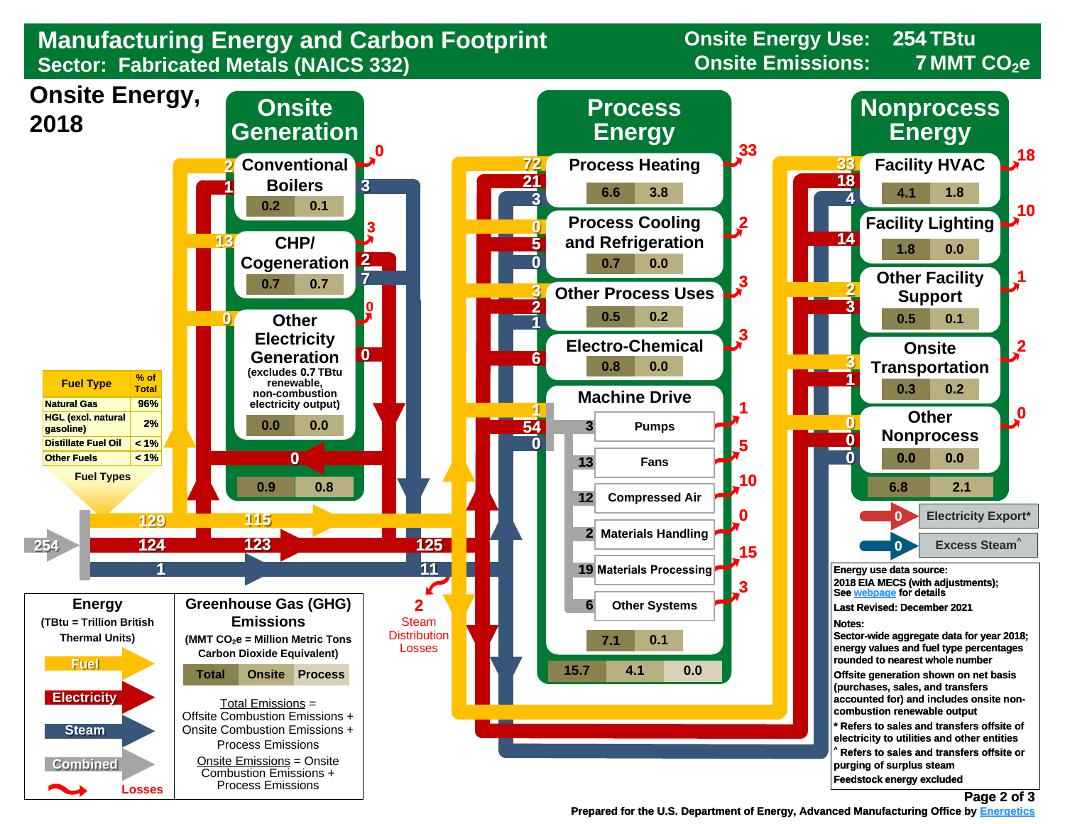# Manufacturing Energy and Carbon Footprint

**Sector: Fabricated Metals (NAICS 332)**

**Onsite Energy Use: 254 TBtu**

**Onsite Emissions: 7 MMT $CO_2e$**

## Onsite Energy, 2018

| Fuel Type | % of Total |
|---|---|
| Natural Gas | 96% |
| HGL (excl. natural gasoline) | 2% |
| Distillate Fuel Oil | < 1% |
| Other Fuels | < 1% |

Fuel Types

254 → Fuel 129, Electricity 124, Steam 1

Fuel 115, Electricity 123 / 125, Steam 11

2 Steam Distribution Losses

### Onsite Generation

| Component | Fuel in | Electricity in | Out | Losses | Total | Onsite |
|---|---|---|---|---|---|---|
| Conventional Boilers | 2 | 1 | Steam 3 | 0 | 0.2 | 0.1 |
| CHP/ Cogeneration | 13 | | Electricity 2, Steam 7 | 3 | 0.7 | 0.7 |
| Other Electricity Generation (excludes 0.7 TBtu renewable, non-combustion electricity output) | 0 | | Electricity 0 | 0 | 0.0 | 0.0 |

Onsite Generation totals: 0.9 | 0.8

Electricity 0 (return)

### Process Energy

| End Use | Fuel | Electricity | Steam | Losses | Total | Onsite |
|---|---|---|---|---|---|---|
| Process Heating | 72 | 21 | 3 | 33 | 6.6 | 3.8 |
| Process Cooling and Refrigeration | 0 | 5 | 0 | 2 | 0.7 | 0.0 |
| Other Process Uses | 3 | 2 | 1 | 3 | 0.5 | 0.2 |
| Electro-Chemical | | 6 | | 3 | 0.8 | 0.0 |
| Machine Drive | 1 | 54 | 0 | | 7.1 | 0.1 |

**Machine Drive**

| System | Energy | Losses |
|---|---|---|
| Pumps | 3 | 1 |
| Fans | 13 | 5 |
| Compressed Air | 12 | 10 |
| Materials Handling | 2 | 0 |
| Materials Processing | 19 | 15 |
| Other Systems | 6 | 3 |

Process Energy totals: Total 15.7 | Onsite 4.1 | Process 0.0

### Nonprocess Energy

| End Use | Fuel | Electricity | Steam | Losses | Total | Onsite |
|---|---|---|---|---|---|---|
| Facility HVAC | 33 | 18 | 4 | 18 | 4.1 | 1.8 |
| Facility Lighting | | 14 | | 10 | 1.8 | 0.0 |
| Other Facility Support | 2 | 3 | | 1 | 0.5 | 0.1 |
| Onsite Transportation | 3 | 1 | | 2 | 0.3 | 0.2 |
| Other Nonprocess | 0 | 0 | 0 | 0 | 0.0 | 0.0 |

Nonprocess Energy totals: 6.8 | 2.1

0 Electricity Export*

0 Excess Steam^

**Energy** (TBtu = Trillion British Thermal Units)

- Fuel
- Electricity
- Steam
- Combined
- Losses

**Greenhouse Gas (GHG) Emissions** (MMT $CO_2e$ = Million Metric Tons Carbon Dioxide Equivalent)

| Total | Onsite | Process |
|---|---|---|

Total Emissions = Offsite Combustion Emissions + Onsite Combustion Emissions + Process Emissions

Onsite Emissions = Onsite Combustion Emissions + Process Emissions

**Energy use data source:** 2018 EIA MECS (with adjustments); See webpage for details

**Last Revised: December 2021**

**Notes:**

Sector-wide aggregate data for year 2018; energy values and fuel type percentages rounded to nearest whole number

Offsite generation shown on net basis (purchases, sales, and transfers accounted for) and includes onsite non-combustion renewable output

* Refers to sales and transfers offsite of electricity to utilities and other entities

^ Refers to sales and transfers offsite or purging of surplus steam

Feedstock energy excluded

Prepared for the U.S. Department of Energy, Advanced Manufacturing Office by Energetics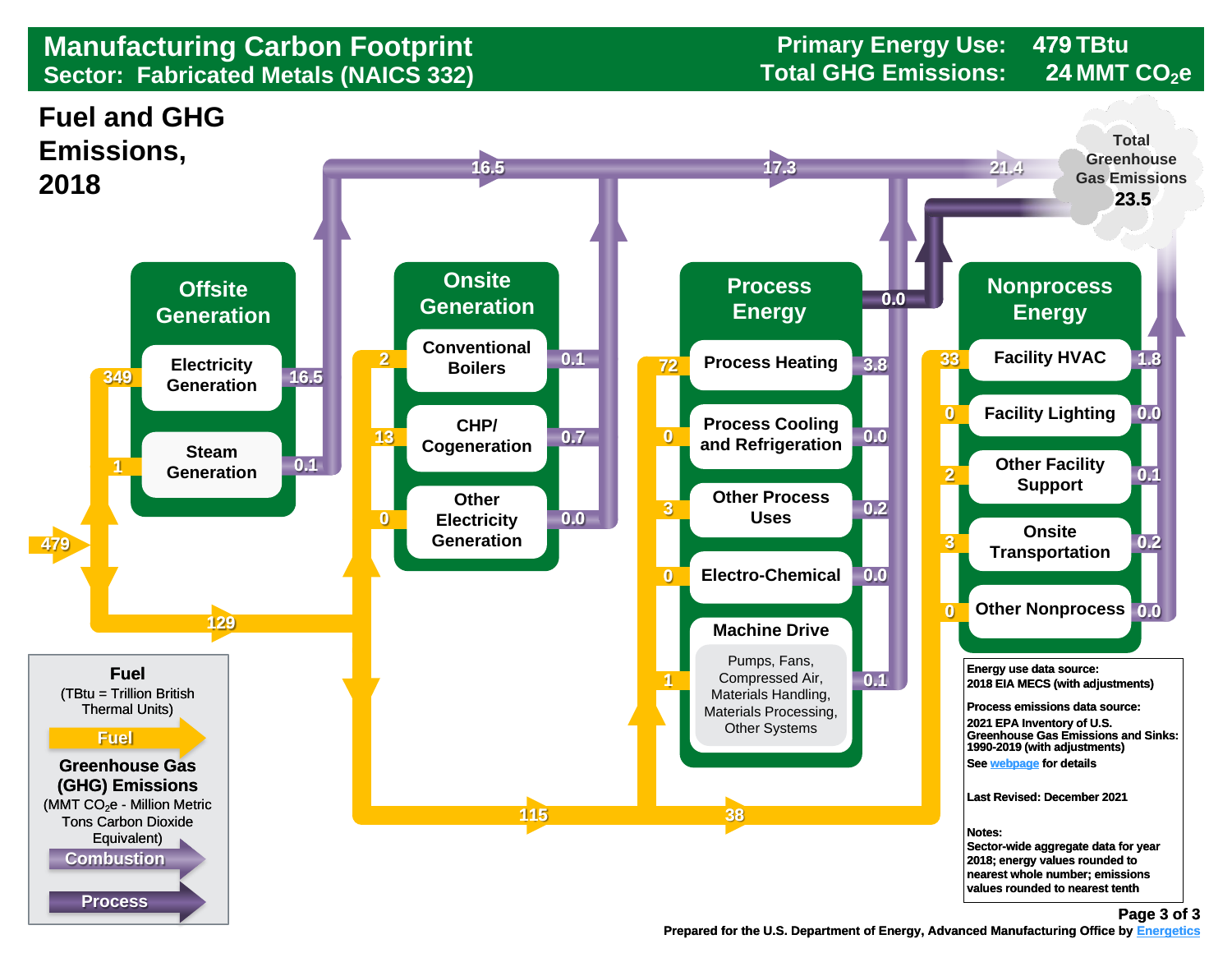# Manufacturing Carbon Footprint

**Sector: Fabricated Metals (NAICS 332)**

**Primary Energy Use: 479 TBtu**

**Total GHG Emissions: 24 MMT $CO_2e$**

## Fuel and GHG Emissions, 2018

479

349

1

129

2

13

0

115

38

### Offsite Generation

Electricity Generation 16.5

Steam Generation 0.1

16.5

### Onsite Generation

Conventional Boilers 0.1

CHP/ Cogeneration 0.7

Other Electricity Generation 0.0

17.3

### Process Energy

72 Process Heating 3.8

0 Process Cooling and Refrigeration 0.0

3 Other Process Uses 0.2

0 Electro-Chemical 0.0

1 Machine Drive 0.1

Pumps, Fans, Compressed Air, Materials Handling, Materials Processing, Other Systems

0.0

21.4

### Nonprocess Energy

33 Facility HVAC 1.8

0 Facility Lighting 0.0

2 Other Facility Support 0.1

3 Onsite Transportation 0.2

0 Other Nonprocess 0.0

Total Greenhouse Gas Emissions 23.5

**Fuel**

(TBtu = Trillion British Thermal Units)

Fuel

**Greenhouse Gas (GHG) Emissions**

(MMT $CO_2e$ - Million Metric Tons Carbon Dioxide Equivalent)

Combustion

Process

**Energy use data source:** 2018 EIA MECS (with adjustments)

**Process emissions data source:** 2021 EPA Inventory of U.S. Greenhouse Gas Emissions and Sinks: 1990-2019 (with adjustments)

See webpage for details

**Last Revised: December 2021**

**Notes:** Sector-wide aggregate data for year 2018; energy values rounded to nearest whole number; emissions values rounded to nearest tenth

Prepared for the U.S. Department of Energy, Advanced Manufacturing Office by Energetics